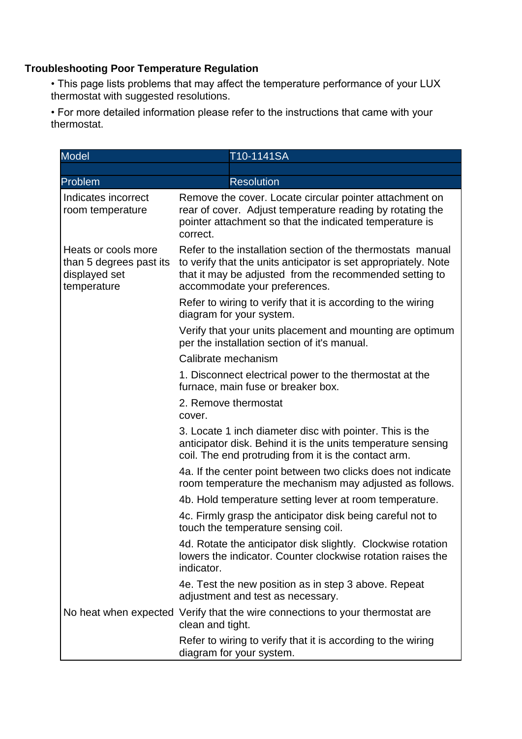**Troubleshooting Poor Temperature Regulation**

- This page lists problems that may affect the temperature performance of your LUX thermostat with suggested resolutions.
- For more detailed information please refer to the instructions that came with your thermostat.

| Model | T10-1141SA |
|---|---|
| | |
| **Problem** | **Resolution** |
| Indicates incorrect room temperature | Remove the cover. Locate circular pointer attachment on rear of cover. Adjust temperature reading by rotating the pointer attachment so that the indicated temperature is correct. |
| Heats or cools more than 5 degrees past its displayed set temperature | Refer to the installation section of the thermostats manual to verify that the units anticipator is set appropriately. Note that it may be adjusted from the recommended setting to accommodate your preferences. |
| | Refer to wiring to verify that it is according to the wiring diagram for your system. |
| | Verify that your units placement and mounting are optimum per the installation section of it's manual. |
| | Calibrate mechanism |
| | 1. Disconnect electrical power to the thermostat at the furnace, main fuse or breaker box. |
| | 2. Remove thermostat cover. |
| | 3. Locate 1 inch diameter disc with pointer. This is the anticipator disk. Behind it is the units temperature sensing coil. The end protruding from it is the contact arm. |
| | 4a. If the center point between two clicks does not indicate room temperature the mechanism may adjusted as follows. |
| | 4b. Hold temperature setting lever at room temperature. |
| | 4c. Firmly grasp the anticipator disk being careful not to touch the temperature sensing coil. |
| | 4d. Rotate the anticipator disk slightly. Clockwise rotation lowers the indicator. Counter clockwise rotation raises the indicator. |
| | 4e. Test the new position as in step 3 above. Repeat adjustment and test as necessary. |
| No heat when expected | Verify that the wire connections to your thermostat are clean and tight. |
| | Refer to wiring to verify that it is according to the wiring diagram for your system. |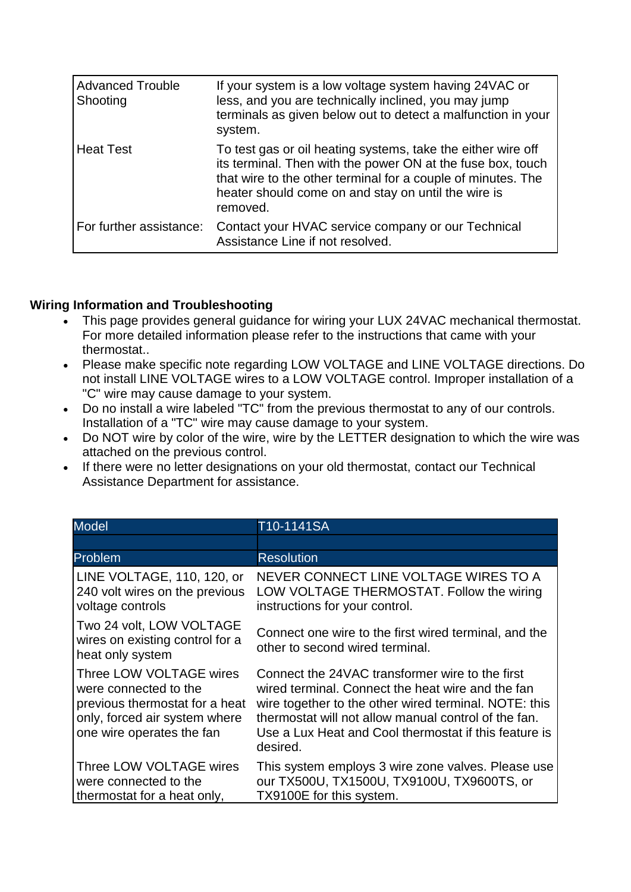| Advanced Trouble Shooting | If your system is a low voltage system having 24VAC or less, and you are technically inclined, you may jump terminals as given below out to detect a malfunction in your system. |
|---|---|
| Heat Test | To test gas or oil heating systems, take the either wire off its terminal. Then with the power ON at the fuse box, touch that wire to the other terminal for a couple of minutes. The heater should come on and stay on until the wire is removed. |
| For further assistance: | Contact your HVAC service company or our Technical Assistance Line if not resolved. |

**Wiring Information and Troubleshooting**

- This page provides general guidance for wiring your LUX 24VAC mechanical thermostat. For more detailed information please refer to the instructions that came with your thermostat..
- Please make specific note regarding LOW VOLTAGE and LINE VOLTAGE directions. Do not install LINE VOLTAGE wires to a LOW VOLTAGE control. Improper installation of a "C" wire may cause damage to your system.
- Do no install a wire labeled "TC" from the previous thermostat to any of our controls. Installation of a "TC" wire may cause damage to your system.
- Do NOT wire by color of the wire, wire by the LETTER designation to which the wire was attached on the previous control.
- If there were no letter designations on your old thermostat, contact our Technical Assistance Department for assistance.

| Model | T10-1141SA |
|---|---|
| | |
| **Problem** | **Resolution** |
| LINE VOLTAGE, 110, 120, or 240 volt wires on the previous voltage controls | NEVER CONNECT LINE VOLTAGE WIRES TO A LOW VOLTAGE THERMOSTAT. Follow the wiring instructions for your control. |
| Two 24 volt, LOW VOLTAGE wires on existing control for a heat only system | Connect one wire to the first wired terminal, and the other to second wired terminal. |
| Three LOW VOLTAGE wires were connected to the previous thermostat for a heat only, forced air system where one wire operates the fan | Connect the 24VAC transformer wire to the first wired terminal. Connect the heat wire and the fan wire together to the other wired terminal. NOTE: this thermostat will not allow manual control of the fan. Use a Lux Heat and Cool thermostat if this feature is desired. |
| Three LOW VOLTAGE wires were connected to the thermostat for a heat only, | This system employs 3 wire zone valves. Please use our TX500U, TX1500U, TX9100U, TX9600TS, or TX9100E for this system. |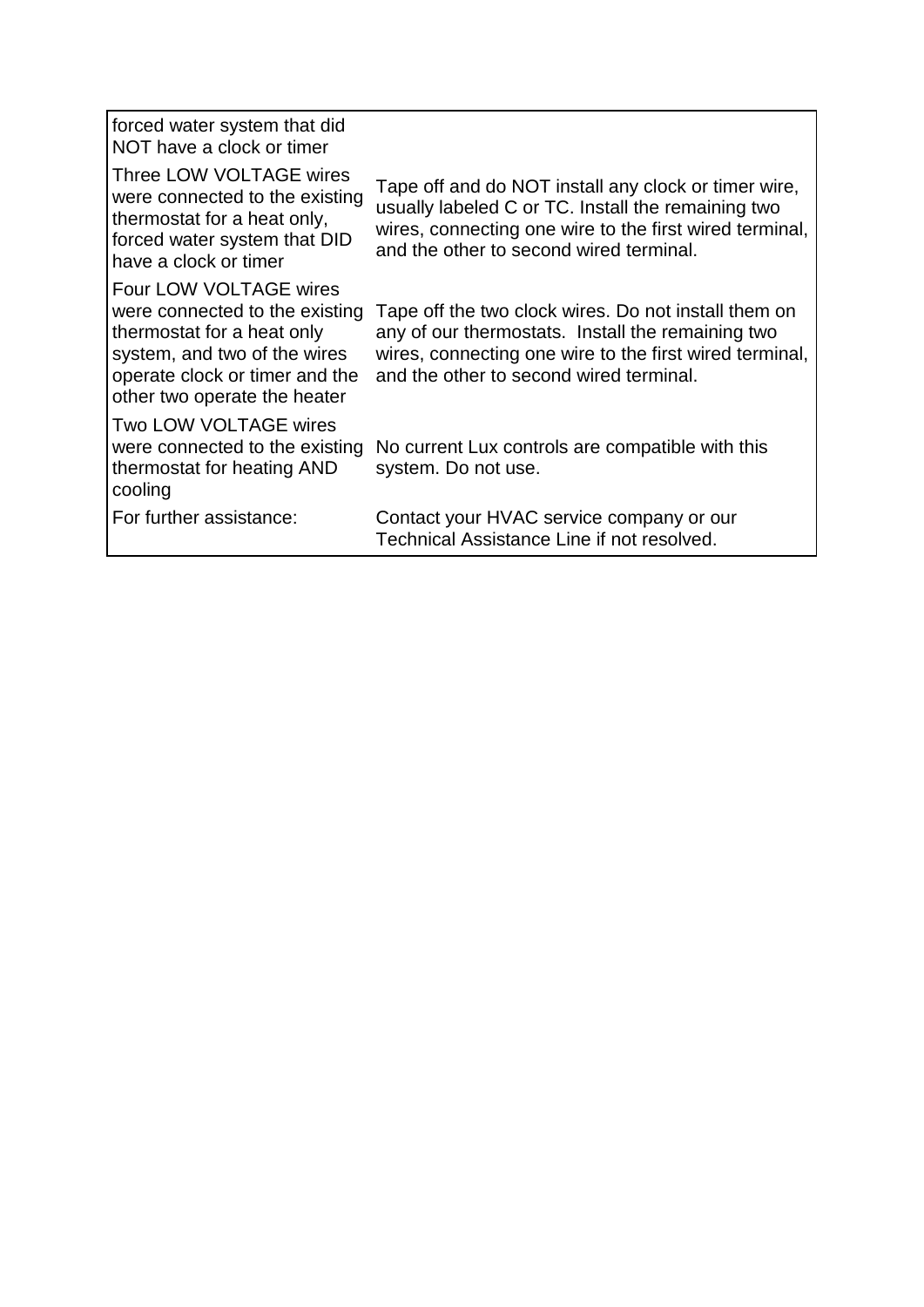| | |
|---|---|
| forced water system that did NOT have a clock or timer | |
| Three LOW VOLTAGE wires were connected to the existing thermostat for a heat only, forced water system that DID have a clock or timer | Tape off and do NOT install any clock or timer wire, usually labeled C or TC. Install the remaining two wires, connecting one wire to the first wired terminal, and the other to second wired terminal. |
| Four LOW VOLTAGE wires were connected to the existing thermostat for a heat only system, and two of the wires operate clock or timer and the other two operate the heater | Tape off the two clock wires. Do not install them on any of our thermostats. Install the remaining two wires, connecting one wire to the first wired terminal, and the other to second wired terminal. |
| Two LOW VOLTAGE wires were connected to the existing thermostat for heating AND cooling | No current Lux controls are compatible with this system. Do not use. |
| For further assistance: | Contact your HVAC service company or our Technical Assistance Line if not resolved. |